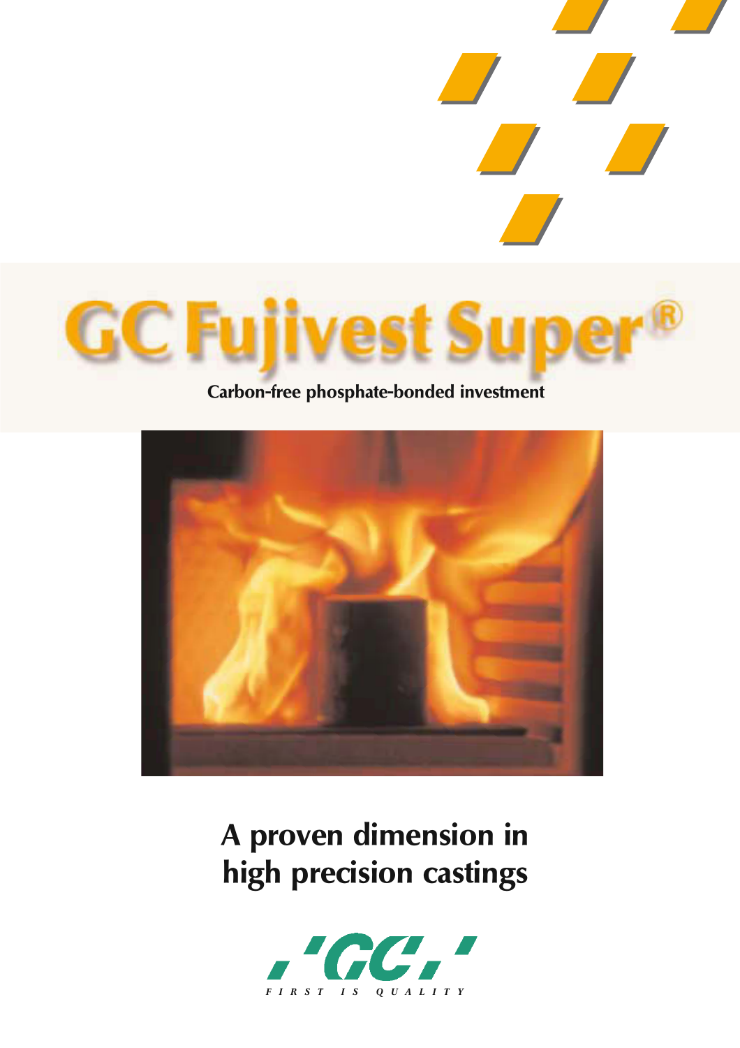# GC Fujivest Super®

**Carbon-free phosphate-bonded investment**

## A proven dimension in high precision castings

GC

FIRST IS QUALITY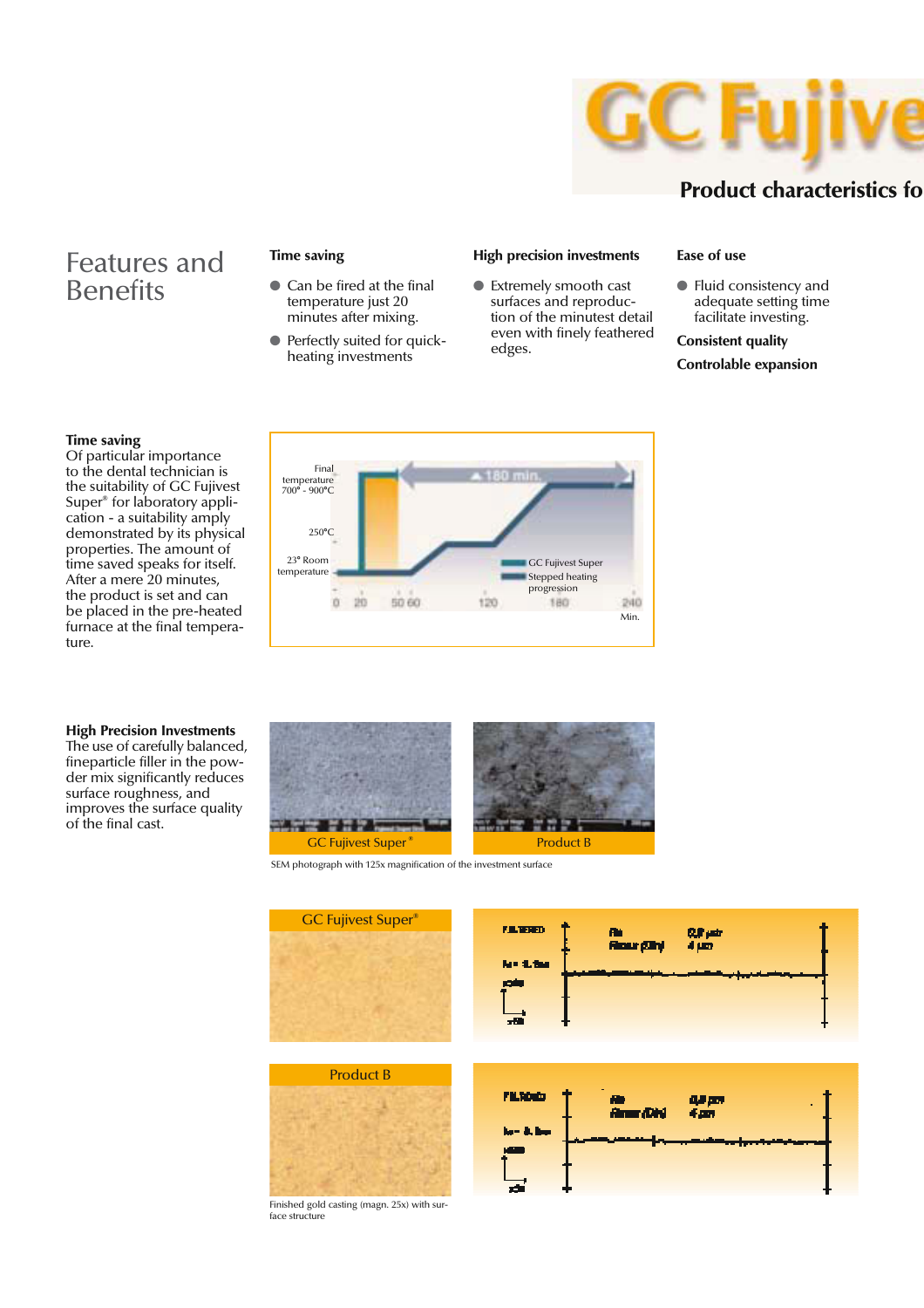# GC Fujive

**Product characteristics fo**

## Features and Benefits

### Time saving

- Can be fired at the final temperature just 20 minutes after mixing.
- Perfectly suited for quick-heating investments

### High precision investments

- Extremely smooth cast surfaces and reproduction of the minutest detail even with finely feathered edges.

### Ease of use

- Fluid consistency and adequate setting time facilitate investing.

**Consistent quality**

**Controlable expansion**

**Time saving**
Of particular importance to the dental technician is the suitability of GC Fujivest Super® for laboratory application - a suitability amply demonstrated by its physical properties. The amount of time saved speaks for itself. After a mere 20 minutes, the product is set and can be placed in the pre-heated furnace at the final temperature.

Final temperature 700° - 900°C
250°C
23° Room temperature
180 min.
GC Fujivest Super
Stepped heating progression
0 20 50 60 120 180 240 Min.

**High Precision Investments**
The use of carefully balanced, fineparticle filler in the powder mix significantly reduces surface roughness, and improves the surface quality of the final cast.

GC Fujivest Super®

Product B

SEM photograph with 125x magnification of the investment surface

GC Fujivest Super®

Product B

Finished gold casting (magn. 25x) with surface structure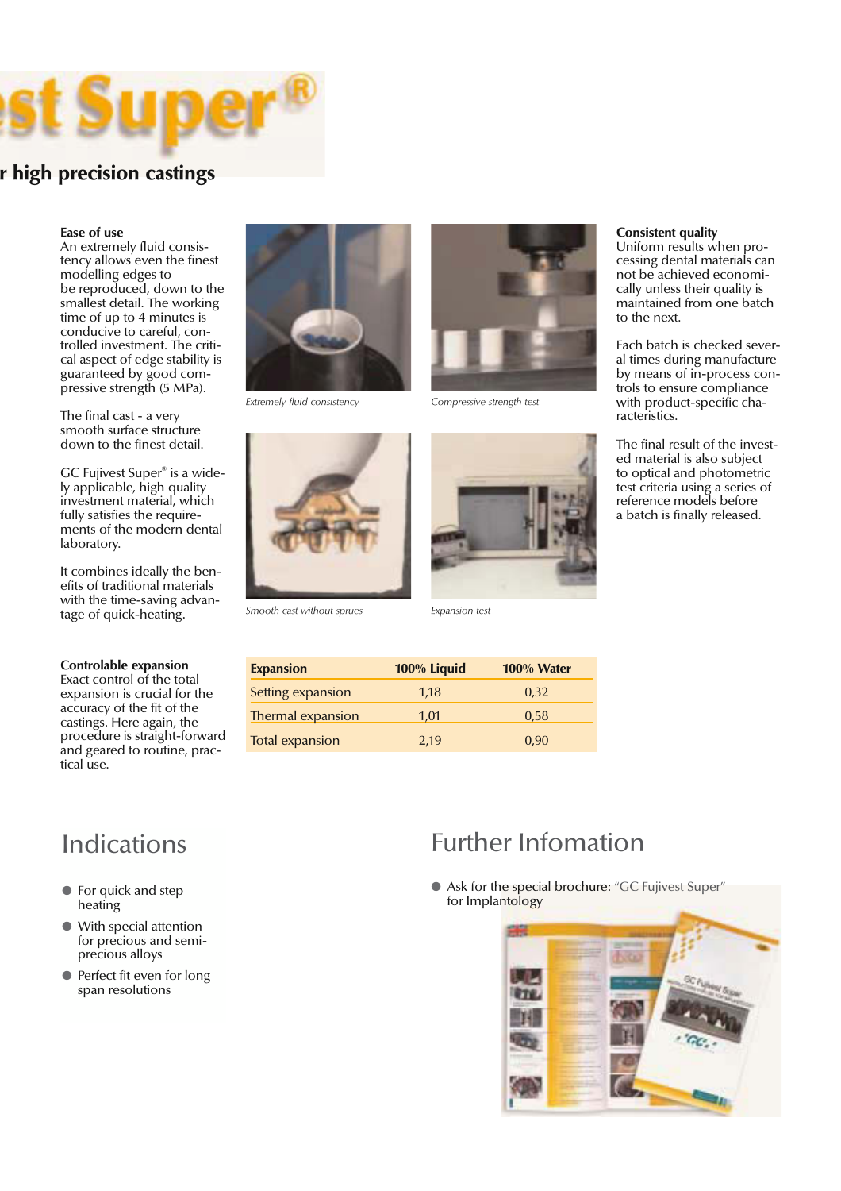# st Super®

## r high precision castings

**Ease of use**
An extremely fluid consistency allows even the finest modelling edges to be reproduced, down to the smallest detail. The working time of up to 4 minutes is conducive to careful, controlled investment. The critical aspect of edge stability is guaranteed by good compressive strength (5 MPa).

The final cast - a very smooth surface structure down to the finest detail.

GC Fujivest Super® is a widely applicable, high quality investment material, which fully satisfies the requirements of the modern dental laboratory.

It combines ideally the benefits of traditional materials with the time-saving advantage of quick-heating.

*Extremely fluid consistency*

*Compressive strength test*

*Smooth cast without sprues*

*Expansion test*

**Consistent quality**
Uniform results when processing dental materials can not be achieved economically unless their quality is maintained from one batch to the next.

Each batch is checked several times during manufacture by means of in-process controls to ensure compliance with product-specific characteristics.

The final result of the invested material is also subject to optical and photometric test criteria using a series of reference models before a batch is finally released.

**Controlable expansion**
Exact control of the total expansion is crucial for the accuracy of the fit of the castings. Here again, the procedure is straight-forward and geared to routine, practical use.

| Expansion | 100% Liquid | 100% Water |
|---|---|---|
| Setting expansion | 1,18 | 0,32 |
| Thermal expansion | 1,01 | 0,58 |
| Total expansion | 2,19 | 0,90 |

# Indications

- For quick and step heating
- With special attention for precious and semi-precious alloys
- Perfect fit even for long span resolutions

# Further Infomation

- Ask for the special brochure: "GC Fujivest Super" for Implantology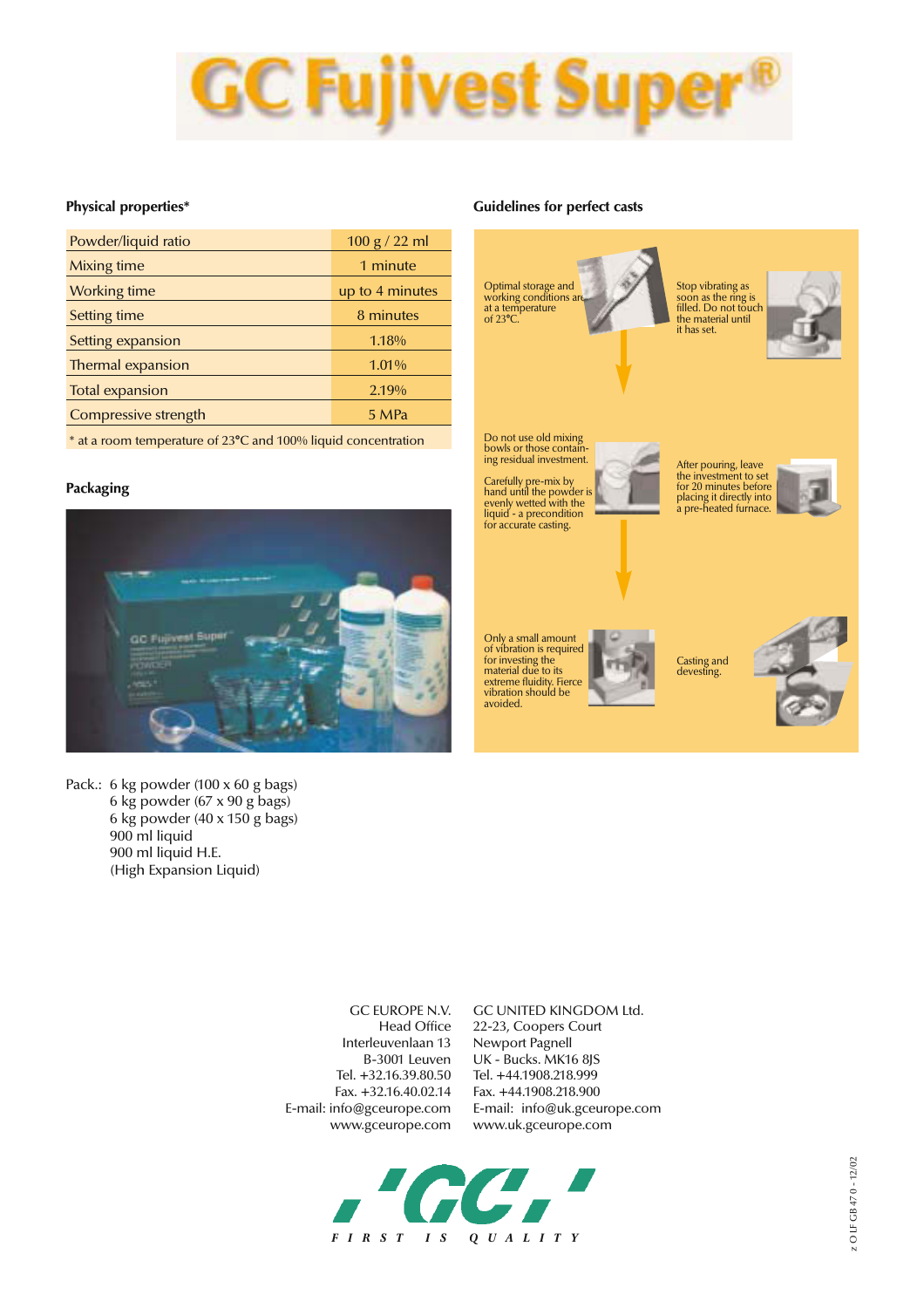# GC Fujivest Super®

## Physical properties*

| | |
|---|---|
| Powder/liquid ratio | 100 g / 22 ml |
| Mixing time | 1 minute |
| Working time | up to 4 minutes |
| Setting time | 8 minutes |
| Setting expansion | 1.18% |
| Thermal expansion | 1.01% |
| Total expansion | 2.19% |
| Compressive strength | 5 MPa |

* at a room temperature of 23°C and 100% liquid concentration

## Packaging

Pack.: 6 kg powder (100 x 60 g bags)
6 kg powder (67 x 90 g bags)
6 kg powder (40 x 150 g bags)
900 ml liquid
900 ml liquid H.E.
(High Expansion Liquid)

## Guidelines for perfect casts

Optimal storage and working conditions are at a temperature of 23°C.

Do not use old mixing bowls or those containing residual investment.

Carefully pre-mix by hand until the powder is evenly wetted with the liquid - a precondition for accurate casting.

Only a small amount of vibration is required for investing the material due to its extreme fluidity. Fierce vibration should be avoided.

Stop vibrating as soon as the ring is filled. Do not touch the material until it has set.

After pouring, leave the investment to set for 20 minutes before placing it directly into a pre-heated furnace.

Casting and devesting.

GC EUROPE N.V.
Head Office
Interleuvenlaan 13
B-3001 Leuven
Tel. +32.16.39.80.50
Fax. +32.16.40.02.14
E-mail: info@gceurope.com
www.gceurope.com

GC UNITED KINGDOM Ltd.
22-23, Coopers Court
Newport Pagnell
UK - Bucks. MK16 8JS
Tel. +44.1908.218.999
Fax. +44.1908.218.900
E-mail: info@uk.gceurope.com
www.uk.gceurope.com

'GC'
FIRST IS QUALITY

Z O LF GB 47 0 - 12/02